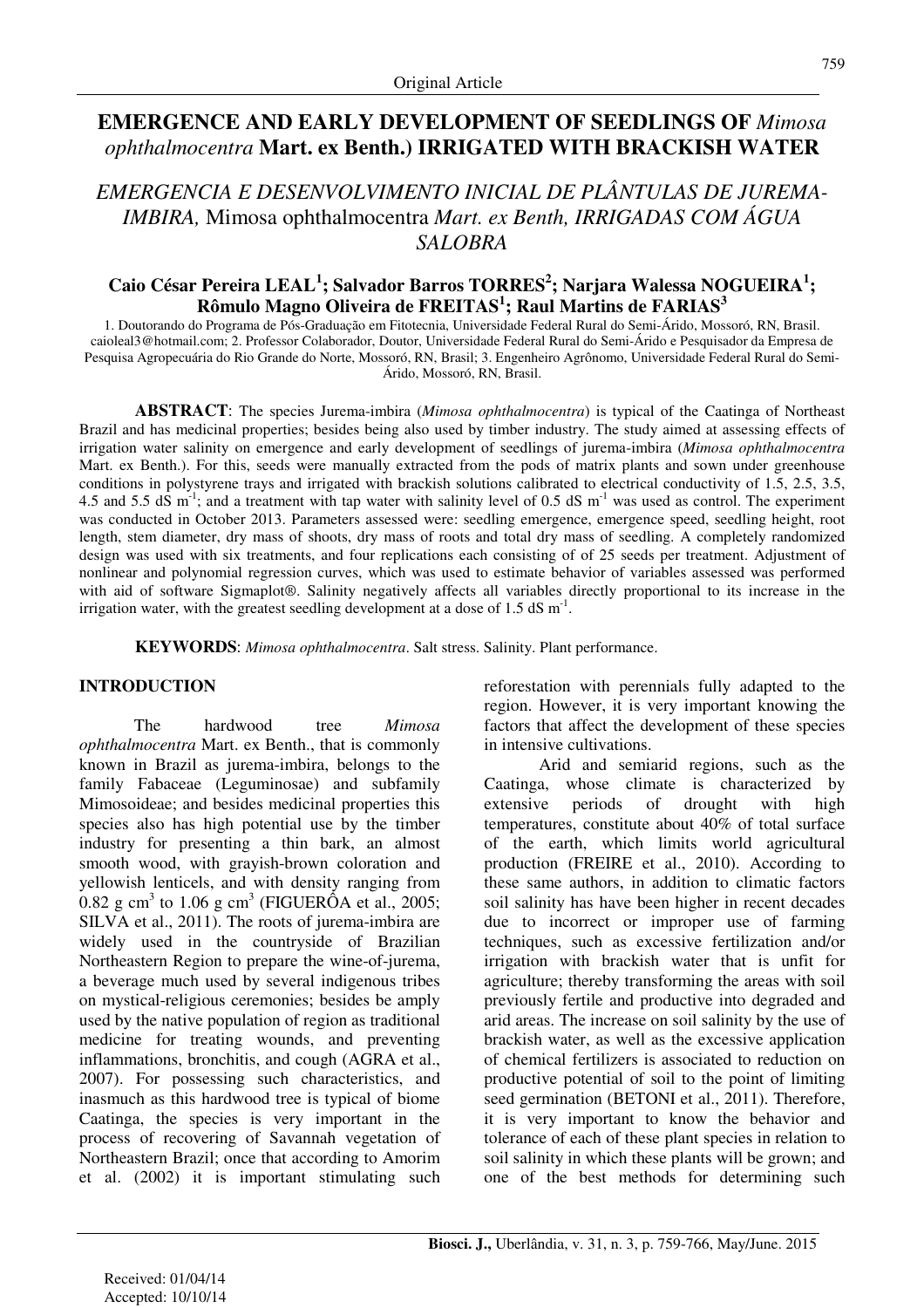Original Article

# EMERGENCE AND EARLY DEVELOPMENT OF SEEDLINGS OF *Mimosa ophthalmocentra* Mart. ex Benth.) IRRIGATED WITH BRACKISH WATER

## *EMERGENCIA E DESENVOLVIMENTO INICIAL DE PLÂNTULAS DE JUREMA-IMBIRA,* Mimosa ophthalmocentra *Mart. ex Benth, IRRIGADAS COM ÁGUA SALOBRA*

**Caio César Pereira LEAL[1]; Salvador Barros TORRES[2]; Narjara Walessa NOGUEIRA[1]; Rômulo Magno Oliveira de FREITAS[1]; Raul Martins de FARIAS[3]**

1. Doutorando do Programa de Pós-Graduação em Fitotecnia, Universidade Federal Rural do Semi-Árido, Mossoró, RN, Brasil. caioleal3@hotmail.com; 2. Professor Colaborador, Doutor, Universidade Federal Rural do Semi-Árido e Pesquisador da Empresa de Pesquisa Agropecuária do Rio Grande do Norte, Mossoró, RN, Brasil; 3. Engenheiro Agrônomo, Universidade Federal Rural do Semi-Árido, Mossoró, RN, Brasil.

**ABSTRACT**: The species Jurema-imbira (*Mimosa ophthalmocentra*) is typical of the Caatinga of Northeast Brazil and has medicinal properties; besides being also used by timber industry. The study aimed at assessing effects of irrigation water salinity on emergence and early development of seedlings of jurema-imbira (*Mimosa ophthalmocentra* Mart. ex Benth.). For this, seeds were manually extracted from the pods of matrix plants and sown under greenhouse conditions in polystyrene trays and irrigated with brackish solutions calibrated to electrical conductivity of 1.5, 2.5, 3.5, 4.5 and 5.5 dS $m^{-1}$; and a treatment with tap water with salinity level of 0.5 dS $m^{-1}$ was used as control. The experiment was conducted in October 2013. Parameters assessed were: seedling emergence, emergence speed, seedling height, root length, stem diameter, dry mass of shoots, dry mass of roots and total dry mass of seedling. A completely randomized design was used with six treatments, and four replications each consisting of of 25 seeds per treatment. Adjustment of nonlinear and polynomial regression curves, which was used to estimate behavior of variables assessed was performed with aid of software Sigmaplot®. Salinity negatively affects all variables directly proportional to its increase in the irrigation water, with the greatest seedling development at a dose of 1.5 dS $m^{-1}$.

**KEYWORDS**: *Mimosa ophthalmocentra*. Salt stress. Salinity. Plant performance.

## INTRODUCTION

The hardwood tree *Mimosa ophthalmocentra* Mart. ex Benth., that is commonly known in Brazil as jurema-imbira, belongs to the family Fabaceae (Leguminosae) and subfamily Mimosoideae; and besides medicinal properties this species also has high potential use by the timber industry for presenting a thin bark, an almost smooth wood, with grayish-brown coloration and yellowish lenticels, and with density ranging from 0.82 g $cm^3$ to 1.06 g $cm^3$ (FIGUERÔA et al., 2005; SILVA et al., 2011). The roots of jurema-imbira are widely used in the countryside of Brazilian Northeastern Region to prepare the wine-of-jurema, a beverage much used by several indigenous tribes on mystical-religious ceremonies; besides be amply used by the native population of region as traditional medicine for treating wounds, and preventing inflammations, bronchitis, and cough (AGRA et al., 2007). For possessing such characteristics, and inasmuch as this hardwood tree is typical of biome Caatinga, the species is very important in the process of recovering of Savannah vegetation of Northeastern Brazil; once that according to Amorim et al. (2002) it is important stimulating such reforestation with perennials fully adapted to the region. However, it is very important knowing the factors that affect the development of these species in intensive cultivations.

Arid and semiarid regions, such as the Caatinga, whose climate is characterized by extensive periods of drought with high temperatures, constitute about 40% of total surface of the earth, which limits world agricultural production (FREIRE et al., 2010). According to these same authors, in addition to climatic factors soil salinity has have been higher in recent decades due to incorrect or improper use of farming techniques, such as excessive fertilization and/or irrigation with brackish water that is unfit for agriculture; thereby transforming the areas with soil previously fertile and productive into degraded and arid areas. The increase on soil salinity by the use of brackish water, as well as the excessive application of chemical fertilizers is associated to reduction on productive potential of soil to the point of limiting seed germination (BETONI et al., 2011). Therefore, it is very important to know the behavior and tolerance of each of these plant species in relation to soil salinity in which these plants will be grown; and one of the best methods for determining such

Received: 01/04/14
Accepted: 10/10/14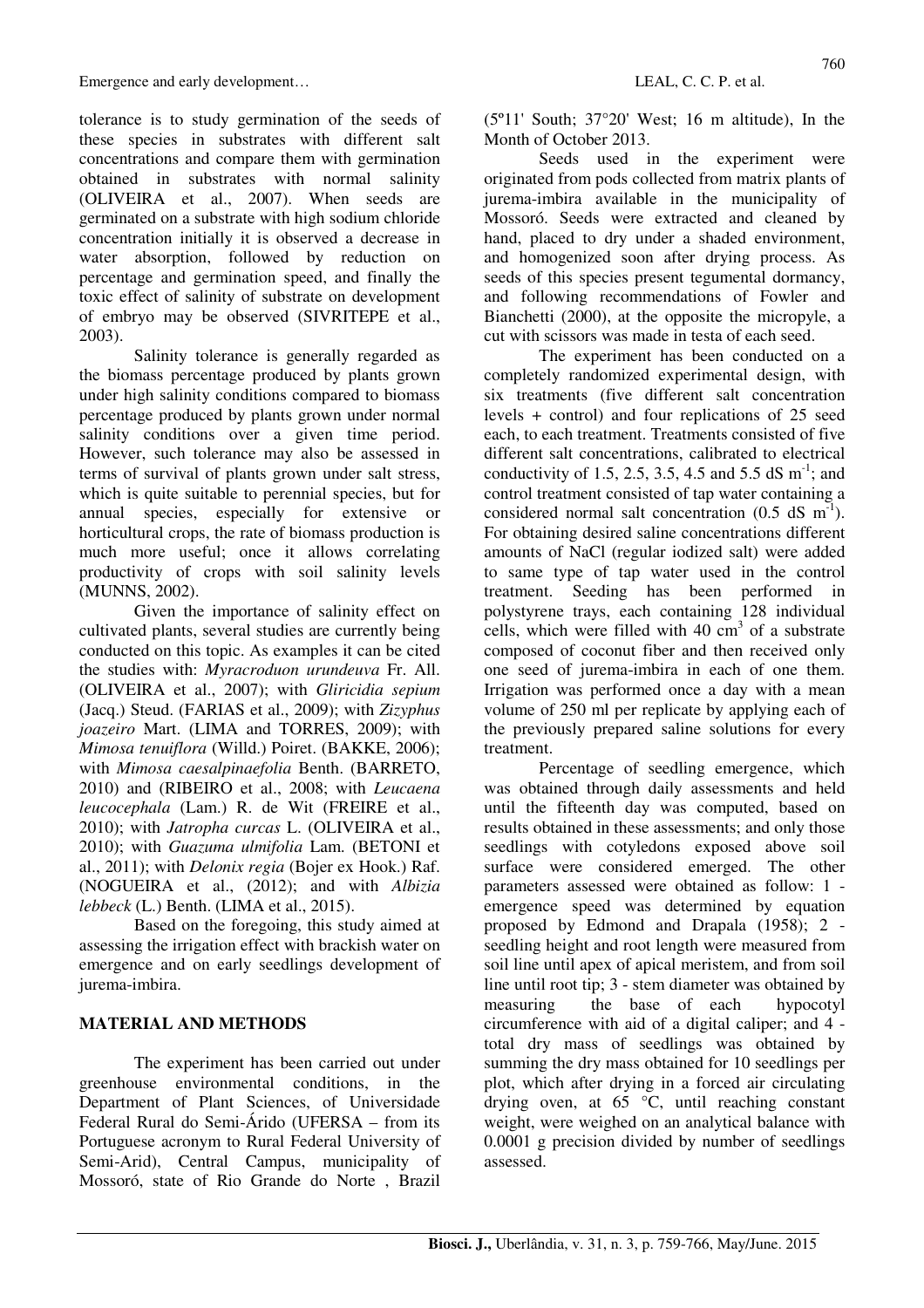tolerance is to study germination of the seeds of these species in substrates with different salt concentrations and compare them with germination obtained in substrates with normal salinity (OLIVEIRA et al., 2007). When seeds are germinated on a substrate with high sodium chloride concentration initially it is observed a decrease in water absorption, followed by reduction on percentage and germination speed, and finally the toxic effect of salinity of substrate on development of embryo may be observed (SIVRITEPE et al., 2003).

Salinity tolerance is generally regarded as the biomass percentage produced by plants grown under high salinity conditions compared to biomass percentage produced by plants grown under normal salinity conditions over a given time period. However, such tolerance may also be assessed in terms of survival of plants grown under salt stress, which is quite suitable to perennial species, but for annual species, especially for extensive or horticultural crops, the rate of biomass production is much more useful; once it allows correlating productivity of crops with soil salinity levels (MUNNS, 2002).

Given the importance of salinity effect on cultivated plants, several studies are currently being conducted on this topic. As examples it can be cited the studies with: *Myracroduon urundeuva* Fr. All. (OLIVEIRA et al., 2007); with *Gliricidia sepium* (Jacq.) Steud. (FARIAS et al., 2009); with *Zizyphus joazeiro* Mart. (LIMA and TORRES, 2009); with *Mimosa tenuiflora* (Willd.) Poiret. (BAKKE, 2006); with *Mimosa caesalpinaefolia* Benth. (BARRETO, 2010) and (RIBEIRO et al., 2008; with *Leucaena leucocephala* (Lam.) R. de Wit (FREIRE et al., 2010); with *Jatropha curcas* L. (OLIVEIRA et al., 2010); with *Guazuma ulmifolia* Lam. (BETONI et al., 2011); with *Delonix regia* (Bojer ex Hook.) Raf. (NOGUEIRA et al., (2012); and with *Albizia lebbeck* (L.) Benth. (LIMA et al., 2015).

Based on the foregoing, this study aimed at assessing the irrigation effect with brackish water on emergence and on early seedlings development of jurema-imbira.

## MATERIAL AND METHODS

The experiment has been carried out under greenhouse environmental conditions, in the Department of Plant Sciences, of Universidade Federal Rural do Semi-Árido (UFERSA – from its Portuguese acronym to Rural Federal University of Semi-Arid), Central Campus, municipality of Mossoró, state of Rio Grande do Norte , Brazil (5º11' South; 37°20' West; 16 m altitude), In the Month of October 2013.

Seeds used in the experiment were originated from pods collected from matrix plants of jurema-imbira available in the municipality of Mossoró. Seeds were extracted and cleaned by hand, placed to dry under a shaded environment, and homogenized soon after drying process. As seeds of this species present tegumental dormancy, and following recommendations of Fowler and Bianchetti (2000), at the opposite the micropyle, a cut with scissors was made in testa of each seed.

The experiment has been conducted on a completely randomized experimental design, with six treatments (five different salt concentration levels + control) and four replications of 25 seed each, to each treatment. Treatments consisted of five different salt concentrations, calibrated to electrical conductivity of 1.5, 2.5, 3.5, 4.5 and 5.5 dS $m^{-1}$; and control treatment consisted of tap water containing a considered normal salt concentration (0.5 dS $m^{-1}$). For obtaining desired saline concentrations different amounts of NaCl (regular iodized salt) were added to same type of tap water used in the control treatment. Seeding has been performed in polystyrene trays, each containing 128 individual cells, which were filled with 40 $cm^3$ of a substrate composed of coconut fiber and then received only one seed of jurema-imbira in each of one them. Irrigation was performed once a day with a mean volume of 250 ml per replicate by applying each of the previously prepared saline solutions for every treatment.

Percentage of seedling emergence, which was obtained through daily assessments and held until the fifteenth day was computed, based on results obtained in these assessments; and only those seedlings with cotyledons exposed above soil surface were considered emerged. The other parameters assessed were obtained as follow: 1 - emergence speed was determined by equation proposed by Edmond and Drapala (1958); 2 - seedling height and root length were measured from soil line until apex of apical meristem, and from soil line until root tip; 3 - stem diameter was obtained by measuring the base of each hypocotyl circumference with aid of a digital caliper; and 4 - total dry mass of seedlings was obtained by summing the dry mass obtained for 10 seedlings per plot, which after drying in a forced air circulating drying oven, at 65 °C, until reaching constant weight, were weighed on an analytical balance with 0.0001 g precision divided by number of seedlings assessed.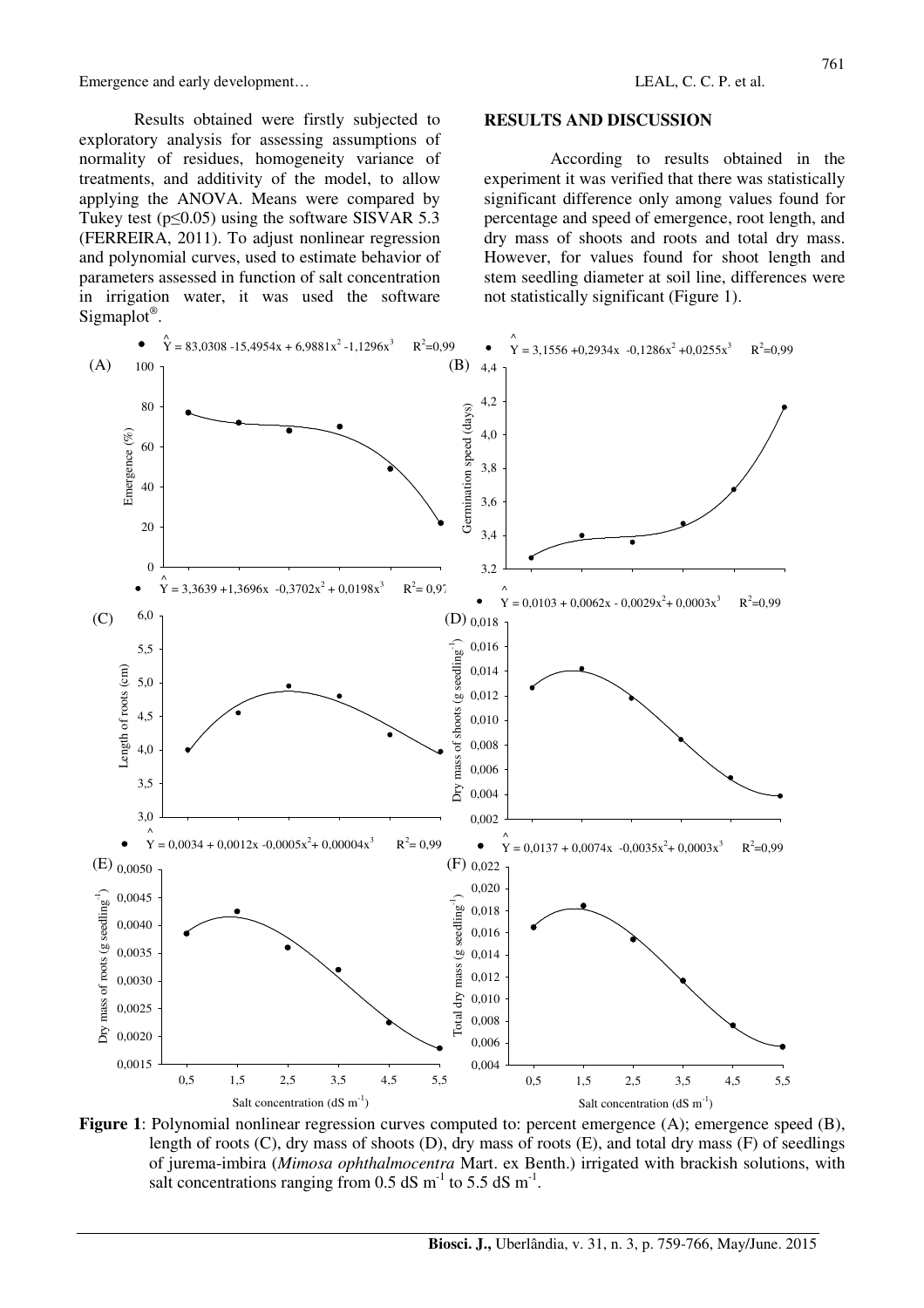Results obtained were firstly subjected to exploratory analysis for assessing assumptions of normality of residues, homogeneity variance of treatments, and additivity of the model, to allow applying the ANOVA. Means were compared by Tukey test ($p \leq 0.05$) using the software SISVAR 5.3 (FERREIRA, 2011). To adjust nonlinear regression and polynomial curves, used to estimate behavior of parameters assessed in function of salt concentration in irrigation water, it was used the software Sigmaplot®.

## RESULTS AND DISCUSSION

According to results obtained in the experiment it was verified that there was statistically significant difference only among values found for percentage and speed of emergence, root length, and dry mass of shoots and roots and total dry mass. However, for values found for shoot length and stem seedling diameter at soil line, differences were not statistically significant (Figure 1).

(A) $\hat{Y} = 83{,}0308 - 15{,}4954x + 6{,}9881x^2 - 1{,}1296x^3 \quad R^2 = 0{,}99$

(B) $\hat{Y} = 3{,}1556 + 0{,}2934x - 0{,}1286x^2 + 0{,}0255x^3 \quad R^2 = 0{,}99$

(C) $\hat{Y} = 3{,}3639 + 1{,}3696x - 0{,}3702x^2 + 0{,}0198x^3 \quad R^2 = 0{,}97$

(D) $\hat{Y} = 0{,}0103 + 0{,}0062x - 0{,}0029x^2 + 0{,}0003x^3 \quad R^2 = 0{,}99$

(E) $\hat{Y} = 0{,}0034 + 0{,}0012x - 0{,}0005x^2 + 0{,}00004x^3 \quad R^2 = 0{,}99$

(F) $\hat{Y} = 0{,}0137 + 0{,}0074x - 0{,}0035x^2 + 0{,}0003x^3 \quad R^2 = 0{,}99$

**Figure 1**: Polynomial nonlinear regression curves computed to: percent emergence (A); emergence speed (B), length of roots (C), dry mass of shoots (D), dry mass of roots (E), and total dry mass (F) of seedlings of jurema-imbira (*Mimosa ophthalmocentra* Mart. ex Benth.) irrigated with brackish solutions, with salt concentrations ranging from 0.5 dS $m^{-1}$ to 5.5 dS $m^{-1}$.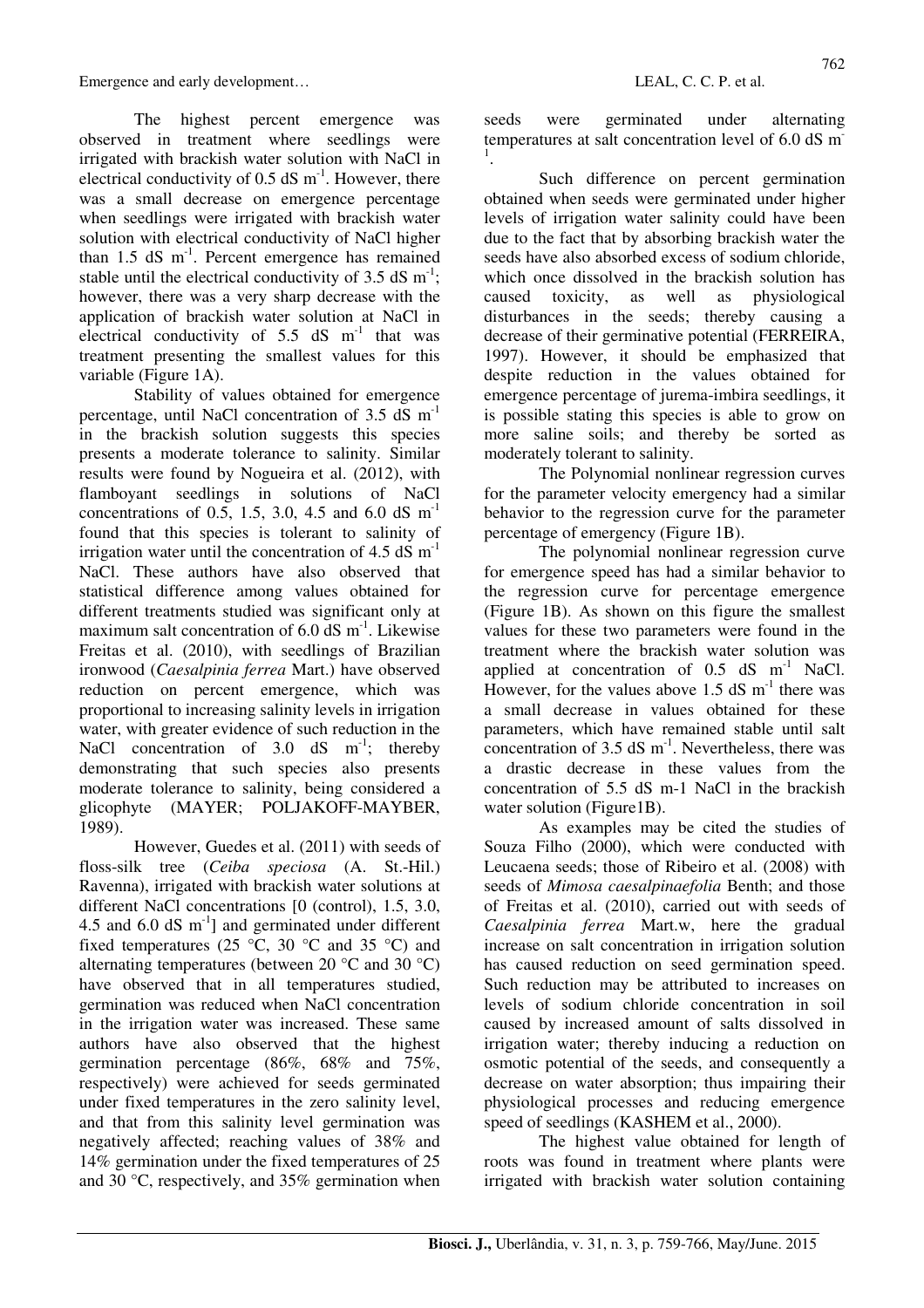The highest percent emergence was observed in treatment where seedlings were irrigated with brackish water solution with NaCl in electrical conductivity of 0.5 dS $m^{-1}$. However, there was a small decrease on emergence percentage when seedlings were irrigated with brackish water solution with electrical conductivity of NaCl higher than 1.5 dS $m^{-1}$. Percent emergence has remained stable until the electrical conductivity of 3.5 dS $m^{-1}$; however, there was a very sharp decrease with the application of brackish water solution at NaCl in electrical conductivity of 5.5 dS $m^{-1}$ that was treatment presenting the smallest values for this variable (Figure 1A).

Stability of values obtained for emergence percentage, until NaCl concentration of 3.5 dS $m^{-1}$ in the brackish solution suggests this species presents a moderate tolerance to salinity. Similar results were found by Nogueira et al. (2012), with flamboyant seedlings in solutions of NaCl concentrations of 0.5, 1.5, 3.0, 4.5 and 6.0 dS $m^{-1}$ found that this species is tolerant to salinity of irrigation water until the concentration of 4.5 dS $m^{-1}$ NaCl. These authors have also observed that statistical difference among values obtained for different treatments studied was significant only at maximum salt concentration of 6.0 dS $m^{-1}$. Likewise Freitas et al. (2010), with seedlings of Brazilian ironwood (*Caesalpinia ferrea* Mart.) have observed reduction on percent emergence, which was proportional to increasing salinity levels in irrigation water, with greater evidence of such reduction in the NaCl concentration of 3.0 dS $m^{-1}$; thereby demonstrating that such species also presents moderate tolerance to salinity, being considered a glicophyte (MAYER; POLJAKOFF-MAYBER, 1989).

However, Guedes et al. (2011) with seeds of floss-silk tree (*Ceiba speciosa* (A. St.-Hil.) Ravenna), irrigated with brackish water solutions at different NaCl concentrations [0 (control), 1.5, 3.0, 4.5 and 6.0 dS $m^{-1}$] and germinated under different fixed temperatures (25 °C, 30 °C and 35 °C) and alternating temperatures (between 20 °C and 30 °C) have observed that in all temperatures studied, germination was reduced when NaCl concentration in the irrigation water was increased. These same authors have also observed that the highest germination percentage (86%, 68% and 75%, respectively) were achieved for seeds germinated under fixed temperatures in the zero salinity level, and that from this salinity level germination was negatively affected; reaching values of 38% and 14% germination under the fixed temperatures of 25 and 30 °C, respectively, and 35% germination when seeds were germinated under alternating temperatures at salt concentration level of 6.0 dS $m^{-1}$.

Such difference on percent germination obtained when seeds were germinated under higher levels of irrigation water salinity could have been due to the fact that by absorbing brackish water the seeds have also absorbed excess of sodium chloride, which once dissolved in the brackish solution has caused toxicity, as well as physiological disturbances in the seeds; thereby causing a decrease of their germinative potential (FERREIRA, 1997). However, it should be emphasized that despite reduction in the values obtained for emergence percentage of jurema-imbira seedlings, it is possible stating this species is able to grow on more saline soils; and thereby be sorted as moderately tolerant to salinity.

The Polynomial nonlinear regression curves for the parameter velocity emergency had a similar behavior to the regression curve for the parameter percentage of emergency (Figure 1B).

The polynomial nonlinear regression curve for emergence speed has had a similar behavior to the regression curve for percentage emergence (Figure 1B). As shown on this figure the smallest values for these two parameters were found in the treatment where the brackish water solution was applied at concentration of 0.5 dS $m^{-1}$ NaCl. However, for the values above 1.5 dS $m^{-1}$ there was a small decrease in values obtained for these parameters, which have remained stable until salt concentration of 3.5 dS $m^{-1}$. Nevertheless, there was a drastic decrease in these values from the concentration of 5.5 dS m-1 NaCl in the brackish water solution (Figure1B).

As examples may be cited the studies of Souza Filho (2000), which were conducted with Leucaena seeds; those of Ribeiro et al. (2008) with seeds of *Mimosa caesalpinaefolia* Benth; and those of Freitas et al. (2010), carried out with seeds of *Caesalpinia ferrea* Mart.w, here the gradual increase on salt concentration in irrigation solution has caused reduction on seed germination speed. Such reduction may be attributed to increases on levels of sodium chloride concentration in soil caused by increased amount of salts dissolved in irrigation water; thereby inducing a reduction on osmotic potential of the seeds, and consequently a decrease on water absorption; thus impairing their physiological processes and reducing emergence speed of seedlings (KASHEM et al., 2000).

The highest value obtained for length of roots was found in treatment where plants were irrigated with brackish water solution containing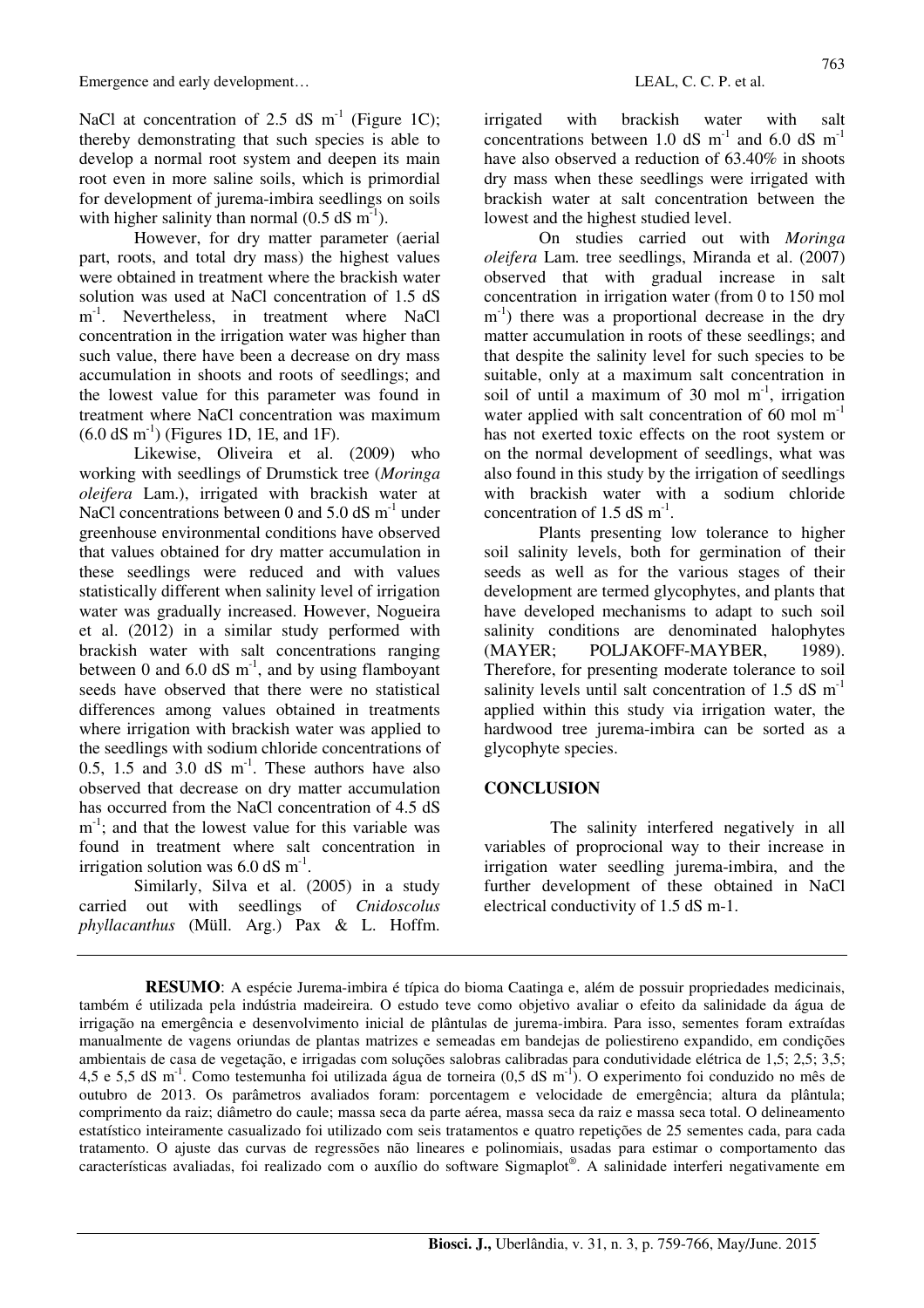NaCl at concentration of 2.5 dS $m^{-1}$ (Figure 1C); thereby demonstrating that such species is able to develop a normal root system and deepen its main root even in more saline soils, which is primordial for development of jurema-imbira seedlings on soils with higher salinity than normal (0.5 dS $m^{-1}$).

However, for dry matter parameter (aerial part, roots, and total dry mass) the highest values were obtained in treatment where the brackish water solution was used at NaCl concentration of 1.5 dS $m^{-1}$. Nevertheless, in treatment where NaCl concentration in the irrigation water was higher than such value, there have been a decrease on dry mass accumulation in shoots and roots of seedlings; and the lowest value for this parameter was found in treatment where NaCl concentration was maximum (6.0 dS $m^{-1}$) (Figures 1D, 1E, and 1F).

Likewise, Oliveira et al. (2009) who working with seedlings of Drumstick tree (*Moringa oleifera* Lam.), irrigated with brackish water at NaCl concentrations between 0 and 5.0 dS $m^{-1}$ under greenhouse environmental conditions have observed that values obtained for dry matter accumulation in these seedlings were reduced and with values statistically different when salinity level of irrigation water was gradually increased. However, Nogueira et al. (2012) in a similar study performed with brackish water with salt concentrations ranging between 0 and 6.0 dS $m^{-1}$, and by using flamboyant seeds have observed that there were no statistical differences among values obtained in treatments where irrigation with brackish water was applied to the seedlings with sodium chloride concentrations of 0.5, 1.5 and 3.0 dS $m^{-1}$. These authors have also observed that decrease on dry matter accumulation has occurred from the NaCl concentration of 4.5 dS $m^{-1}$; and that the lowest value for this variable was found in treatment where salt concentration in irrigation solution was 6.0 dS $m^{-1}$.

Similarly, Silva et al. (2005) in a study carried out with seedlings of *Cnidoscolus phyllacanthus* (Müll. Arg.) Pax & L. Hoffm. irrigated with brackish water with salt concentrations between 1.0 dS $m^{-1}$ and 6.0 dS $m^{-1}$ have also observed a reduction of 63.40% in shoots dry mass when these seedlings were irrigated with brackish water at salt concentration between the lowest and the highest studied level.

On studies carried out with *Moringa oleifera* Lam. tree seedlings, Miranda et al. (2007) observed that with gradual increase in salt concentration in irrigation water (from 0 to 150 mol $m^{-1}$) there was a proportional decrease in the dry matter accumulation in roots of these seedlings; and that despite the salinity level for such species to be suitable, only at a maximum salt concentration in soil of until a maximum of 30 mol $m^{-1}$, irrigation water applied with salt concentration of 60 mol $m^{-1}$ has not exerted toxic effects on the root system or on the normal development of seedlings, what was also found in this study by the irrigation of seedlings with brackish water with a sodium chloride concentration of 1.5 dS $m^{-1}$.

Plants presenting low tolerance to higher soil salinity levels, both for germination of their seeds as well as for the various stages of their development are termed glycophytes, and plants that have developed mechanisms to adapt to such soil salinity conditions are denominated halophytes (MAYER; POLJAKOFF-MAYBER, 1989). Therefore, for presenting moderate tolerance to soil salinity levels until salt concentration of 1.5 dS $m^{-1}$ applied within this study via irrigation water, the hardwood tree jurema-imbira can be sorted as a glycophyte species.

## CONCLUSION

The salinity interfered negatively in all variables of proprocional way to their increase in irrigation water seedling jurema-imbira, and the further development of these obtained in NaCl electrical conductivity of 1.5 dS m-1.

**RESUMO**: A espécie Jurema-imbira é típica do bioma Caatinga e, além de possuir propriedades medicinais, também é utilizada pela indústria madeireira. O estudo teve como objetivo avaliar o efeito da salinidade da água de irrigação na emergência e desenvolvimento inicial de plântulas de jurema-imbira. Para isso, sementes foram extraídas manualmente de vagens oriundas de plantas matrizes e semeadas em bandejas de poliestireno expandido, em condições ambientais de casa de vegetação, e irrigadas com soluções salobras calibradas para condutividade elétrica de 1,5; 2,5; 3,5; 4,5 e 5,5 dS $m^{-1}$. Como testemunha foi utilizada água de torneira (0,5 dS $m^{-1}$). O experimento foi conduzido no mês de outubro de 2013. Os parâmetros avaliados foram: porcentagem e velocidade de emergência; altura da plântula; comprimento da raiz; diâmetro do caule; massa seca da parte aérea, massa seca da raiz e massa seca total. O delineamento estatístico inteiramente casualizado foi utilizado com seis tratamentos e quatro repetições de 25 sementes cada, para cada tratamento. O ajuste das curvas de regressões não lineares e polinomiais, usadas para estimar o comportamento das características avaliadas, foi realizado com o auxílio do software Sigmaplot®. A salinidade interferi negativamente em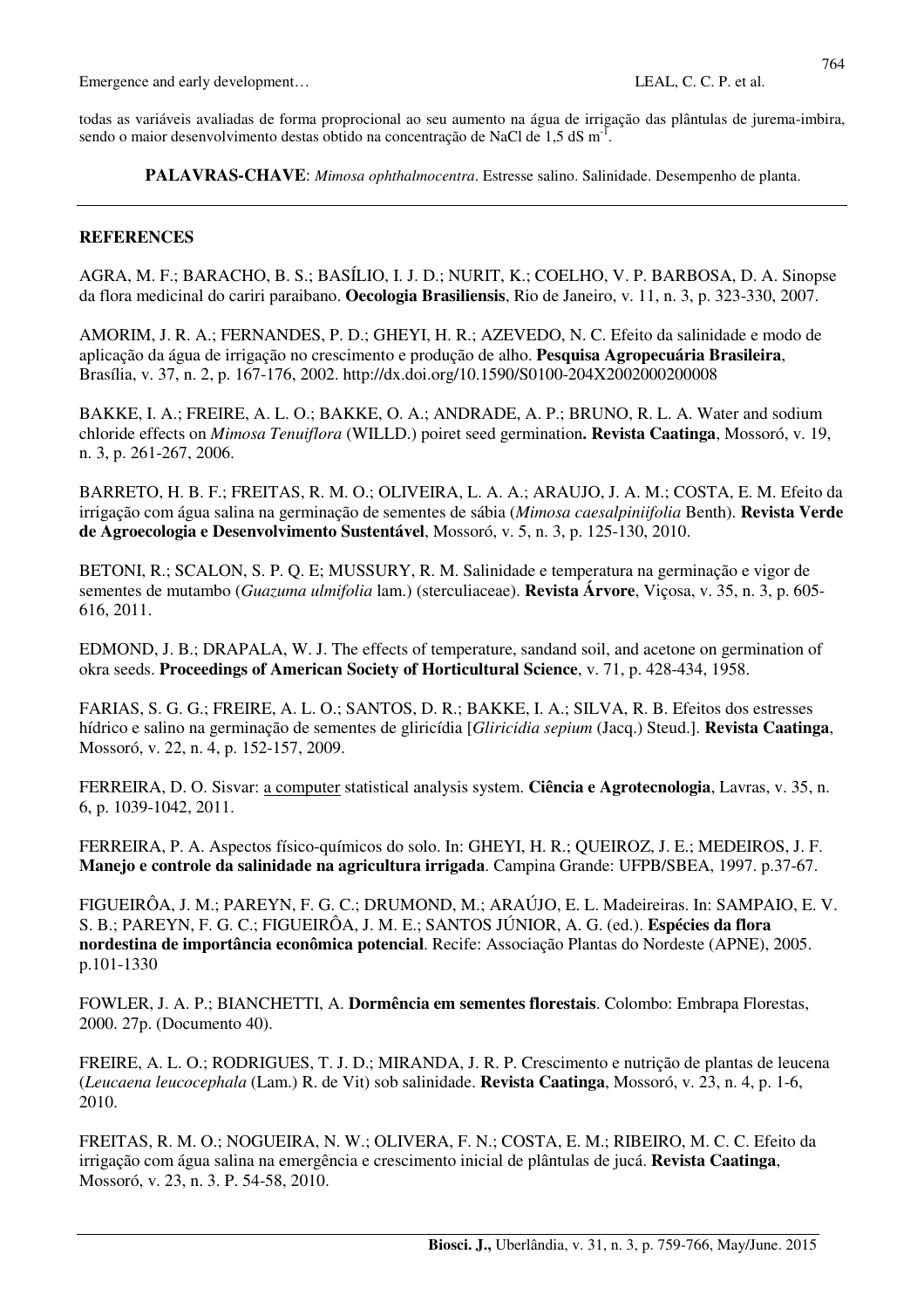todas as variáveis avaliadas de forma proprocional ao seu aumento na água de irrigação das plântulas de jurema-imbira, sendo o maior desenvolvimento destas obtido na concentração de NaCl de 1,5 dS $m^{-1}$.

**PALAVRAS-CHAVE**: *Mimosa ophthalmocentra*. Estresse salino. Salinidade. Desempenho de planta.

## REFERENCES

AGRA, M. F.; BARACHO, B. S.; BASÍLIO, I. J. D.; NURIT, K.; COELHO, V. P. BARBOSA, D. A. Sinopse da flora medicinal do cariri paraibano. **Oecologia Brasiliensis**, Rio de Janeiro, v. 11, n. 3, p. 323-330, 2007.

AMORIM, J. R. A.; FERNANDES, P. D.; GHEYI, H. R.; AZEVEDO, N. C. Efeito da salinidade e modo de aplicação da água de irrigação no crescimento e produção de alho. **Pesquisa Agropecuária Brasileira**, Brasília, v. 37, n. 2, p. 167-176, 2002. http://dx.doi.org/10.1590/S0100-204X2002000200008

BAKKE, I. A.; FREIRE, A. L. O.; BAKKE, O. A.; ANDRADE, A. P.; BRUNO, R. L. A. Water and sodium chloride effects on *Mimosa Tenuiflora* (WILLD.) poiret seed germination**. Revista Caatinga**, Mossoró, v. 19, n. 3, p. 261-267, 2006.

BARRETO, H. B. F.; FREITAS, R. M. O.; OLIVEIRA, L. A. A.; ARAUJO, J. A. M.; COSTA, E. M. Efeito da irrigação com água salina na germinação de sementes de sábia (*Mimosa caesalpiniifolia* Benth). **Revista Verde de Agroecologia e Desenvolvimento Sustentável**, Mossoró, v. 5, n. 3, p. 125-130, 2010.

BETONI, R.; SCALON, S. P. Q. E; MUSSURY, R. M. Salinidade e temperatura na germinação e vigor de sementes de mutambo (*Guazuma ulmifolia* lam.) (sterculiaceae). **Revista Árvore**, Viçosa, v. 35, n. 3, p. 605-616, 2011.

EDMOND, J. B.; DRAPALA, W. J. The effects of temperature, sandand soil, and acetone on germination of okra seeds. **Proceedings of American Society of Horticultural Science**, v. 71, p. 428-434, 1958.

FARIAS, S. G. G.; FREIRE, A. L. O.; SANTOS, D. R.; BAKKE, I. A.; SILVA, R. B. Efeitos dos estresses hídrico e salino na germinação de sementes de gliricídia [*Gliricidia sepium* (Jacq.) Steud.]. **Revista Caatinga**, Mossoró, v. 22, n. 4, p. 152-157, 2009.

FERREIRA, D. O. Sisvar: a computer statistical analysis system. **Ciência e Agrotecnologia**, Lavras, v. 35, n. 6, p. 1039-1042, 2011.

FERREIRA, P. A. Aspectos físico-químicos do solo. In: GHEYI, H. R.; QUEIROZ, J. E.; MEDEIROS, J. F. **Manejo e controle da salinidade na agricultura irrigada**. Campina Grande: UFPB/SBEA, 1997. p.37-67.

FIGUEIRÔA, J. M.; PAREYN, F. G. C.; DRUMOND, M.; ARAÚJO, E. L. Madeireiras. In: SAMPAIO, E. V. S. B.; PAREYN, F. G. C.; FIGUEIRÔA, J. M. E.; SANTOS JÚNIOR, A. G. (ed.). **Espécies da flora nordestina de importância econômica potencial**. Recife: Associação Plantas do Nordeste (APNE), 2005. p.101-1330

FOWLER, J. A. P.; BIANCHETTI, A. **Dormência em sementes florestais**. Colombo: Embrapa Florestas, 2000. 27p. (Documento 40).

FREIRE, A. L. O.; RODRIGUES, T. J. D.; MIRANDA, J. R. P. Crescimento e nutrição de plantas de leucena (*Leucaena leucocephala* (Lam.) R. de Vit) sob salinidade. **Revista Caatinga**, Mossoró, v. 23, n. 4, p. 1-6, 2010.

FREITAS, R. M. O.; NOGUEIRA, N. W.; OLIVERA, F. N.; COSTA, E. M.; RIBEIRO, M. C. C. Efeito da irrigação com água salina na emergência e crescimento inicial de plântulas de jucá. **Revista Caatinga**, Mossoró, v. 23, n. 3. P. 54-58, 2010.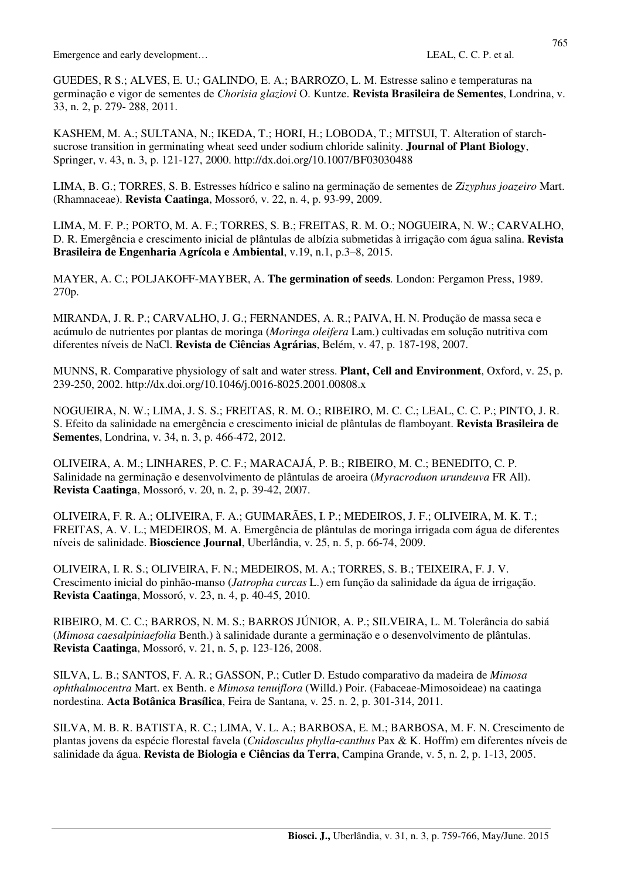GUEDES, R S.; ALVES, E. U.; GALINDO, E. A.; BARROZO, L. M. Estresse salino e temperaturas na germinação e vigor de sementes de *Chorisia glaziovi* O. Kuntze. **Revista Brasileira de Sementes**, Londrina, v. 33, n. 2, p. 279- 288, 2011.

KASHEM, M. A.; SULTANA, N.; IKEDA, T.; HORI, H.; LOBODA, T.; MITSUI, T. Alteration of starch-sucrose transition in germinating wheat seed under sodium chloride salinity. **Journal of Plant Biology**, Springer, v. 43, n. 3, p. 121-127, 2000. http://dx.doi.org/10.1007/BF03030488

LIMA, B. G.; TORRES, S. B. Estresses hídrico e salino na germinação de sementes de *Zizyphus joazeiro* Mart. (Rhamnaceae). **Revista Caatinga**, Mossoró, v. 22, n. 4, p. 93-99, 2009.

LIMA, M. F. P.; PORTO, M. A. F.; TORRES, S. B.; FREITAS, R. M. O.; NOGUEIRA, N. W.; CARVALHO, D. R. Emergência e crescimento inicial de plântulas de albízia submetidas à irrigação com água salina. **Revista Brasileira de Engenharia Agrícola e Ambiental**, v.19, n.1, p.3–8, 2015.

MAYER, A. C.; POLJAKOFF-MAYBER, A. **The germination of seeds***.* London: Pergamon Press, 1989. 270p.

MIRANDA, J. R. P.; CARVALHO, J. G.; FERNANDES, A. R.; PAIVA, H. N. Produção de massa seca e acúmulo de nutrientes por plantas de moringa (*Moringa oleifera* Lam.) cultivadas em solução nutritiva com diferentes níveis de NaCl. **Revista de Ciências Agrárias**, Belém, v. 47, p. 187-198, 2007.

MUNNS, R. Comparative physiology of salt and water stress. **Plant, Cell and Environment**, Oxford, v. 25, p. 239-250, 2002. http://dx.doi.org/10.1046/j.0016-8025.2001.00808.x

NOGUEIRA, N. W.; LIMA, J. S. S.; FREITAS, R. M. O.; RIBEIRO, M. C. C.; LEAL, C. C. P.; PINTO, J. R. S. Efeito da salinidade na emergência e crescimento inicial de plântulas de flamboyant. **Revista Brasileira de Sementes**, Londrina, v. 34, n. 3, p. 466-472, 2012.

OLIVEIRA, A. M.; LINHARES, P. C. F.; MARACAJÁ, P. B.; RIBEIRO, M. C.; BENEDITO, C. P. Salinidade na germinação e desenvolvimento de plântulas de aroeira (*Myracroduon urundeuva* FR All). **Revista Caatinga**, Mossoró, v. 20, n. 2, p. 39-42, 2007.

OLIVEIRA, F. R. A.; OLIVEIRA, F. A.; GUIMARÃES, I. P.; MEDEIROS, J. F.; OLIVEIRA, M. K. T.; FREITAS, A. V. L.; MEDEIROS, M. A. Emergência de plântulas de moringa irrigada com água de diferentes níveis de salinidade. **Bioscience Journal**, Uberlândia, v. 25, n. 5, p. 66-74, 2009.

OLIVEIRA, I. R. S.; OLIVEIRA, F. N.; MEDEIROS, M. A.; TORRES, S. B.; TEIXEIRA, F. J. V. Crescimento inicial do pinhão-manso (*Jatropha curcas* L.) em função da salinidade da água de irrigação. **Revista Caatinga**, Mossoró, v. 23, n. 4, p. 40-45, 2010.

RIBEIRO, M. C. C.; BARROS, N. M. S.; BARROS JÚNIOR, A. P.; SILVEIRA, L. M. Tolerância do sabiá (*Mimosa caesalpiniaefolia* Benth.) à salinidade durante a germinação e o desenvolvimento de plântulas. **Revista Caatinga**, Mossoró, v. 21, n. 5, p. 123-126, 2008.

SILVA, L. B.; SANTOS, F. A. R.; GASSON, P.; Cutler D. Estudo comparativo da madeira de *Mimosa ophthalmocentra* Mart. ex Benth. e *Mimosa tenuiflora* (Willd.) Poir. (Fabaceae-Mimosoideae) na caatinga nordestina. **Acta Botânica Brasílica**, Feira de Santana, v. 25. n. 2, p. 301-314, 2011.

SILVA, M. B. R. BATISTA, R. C.; LIMA, V. L. A.; BARBOSA, E. M.; BARBOSA, M. F. N. Crescimento de plantas jovens da espécie florestal favela (*Cnidosculus phylla-canthus* Pax & K. Hoffm) em diferentes níveis de salinidade da água. **Revista de Biologia e Ciências da Terra**, Campina Grande, v. 5, n. 2, p. 1-13, 2005.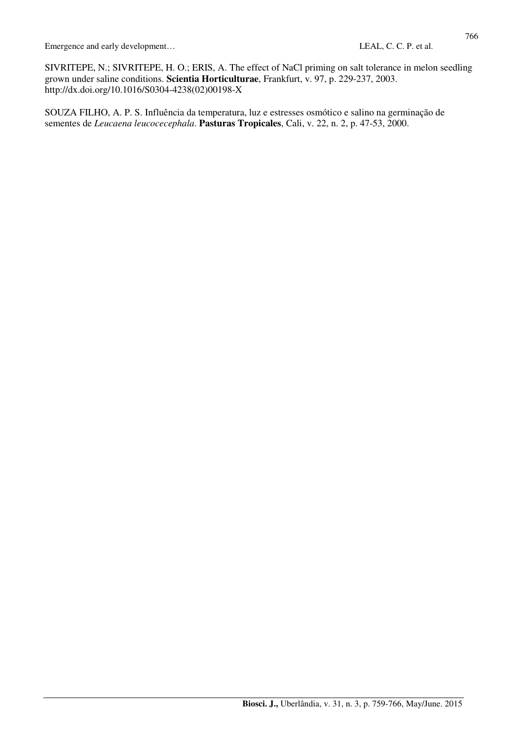SIVRITEPE, N.; SIVRITEPE, H. O.; ERIS, A. The effect of NaCl priming on salt tolerance in melon seedling grown under saline conditions. **Scientia Horticulturae**, Frankfurt, v. 97, p. 229-237, 2003. http://dx.doi.org/10.1016/S0304-4238(02)00198-X

SOUZA FILHO, A. P. S. Influência da temperatura, luz e estresses osmótico e salino na germinação de sementes de *Leucaena leucocecephala*. **Pasturas Tropicales**, Cali, v. 22, n. 2, p. 47-53, 2000.